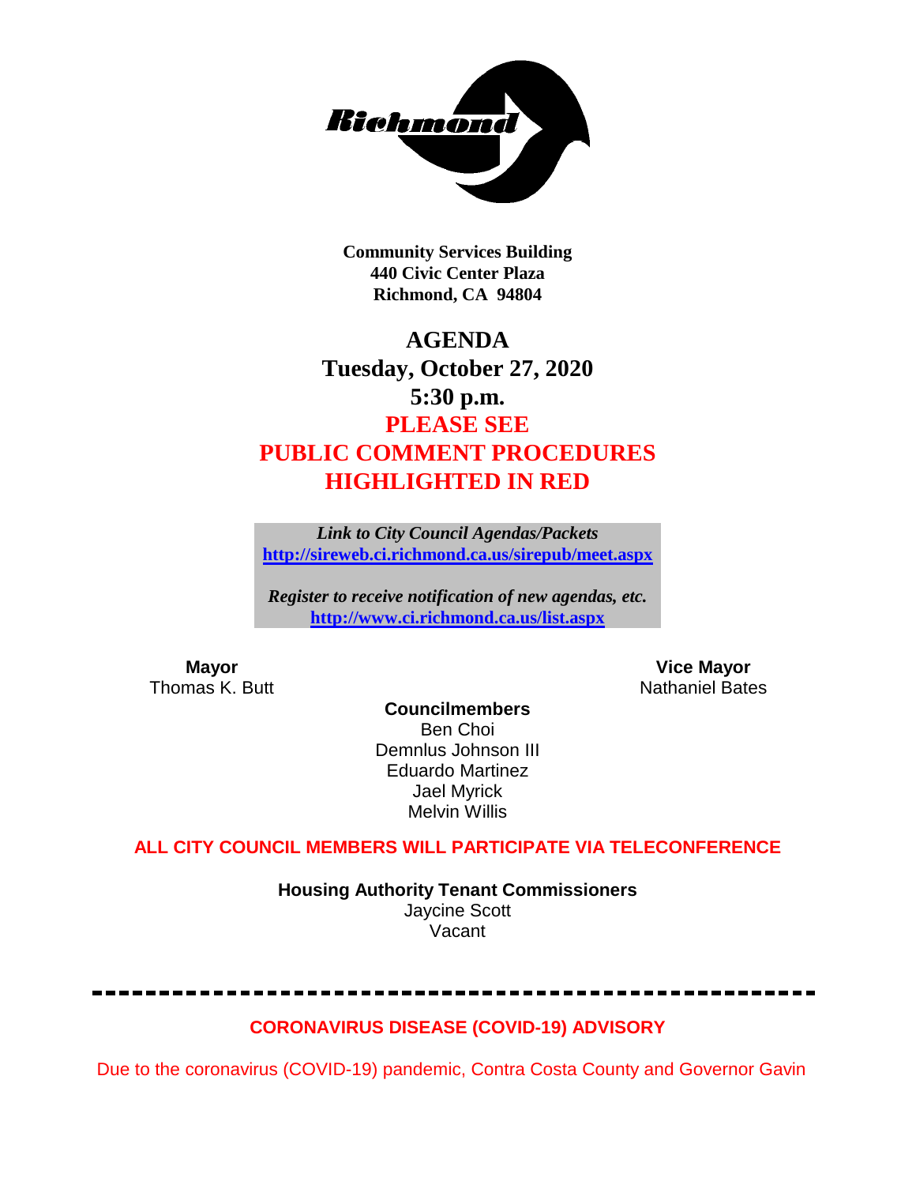**Community Services Building**
**440 Civic Center Plaza**
**Richmond, CA 94804**

# AGENDA
## Tuesday, October 27, 2020
## 5:30 p.m.
## PLEASE SEE PUBLIC COMMENT PROCEDURES HIGHLIGHTED IN RED

***Link to City Council Agendas/Packets***
**http://sireweb.ci.richmond.ca.us/sirepub/meet.aspx**

***Register to receive notification of new agendas, etc.***
**http://www.ci.richmond.ca.us/list.aspx**

**Mayor**
Thomas K. Butt

**Vice Mayor**
Nathaniel Bates

**Councilmembers**
Ben Choi
Demnlus Johnson III
Eduardo Martinez
Jael Myrick
Melvin Willis

**ALL CITY COUNCIL MEMBERS WILL PARTICIPATE VIA TELECONFERENCE**

**Housing Authority Tenant Commissioners**
Jaycine Scott
Vacant

---

**CORONAVIRUS DISEASE (COVID-19) ADVISORY**

Due to the coronavirus (COVID-19) pandemic, Contra Costa County and Governor Gavin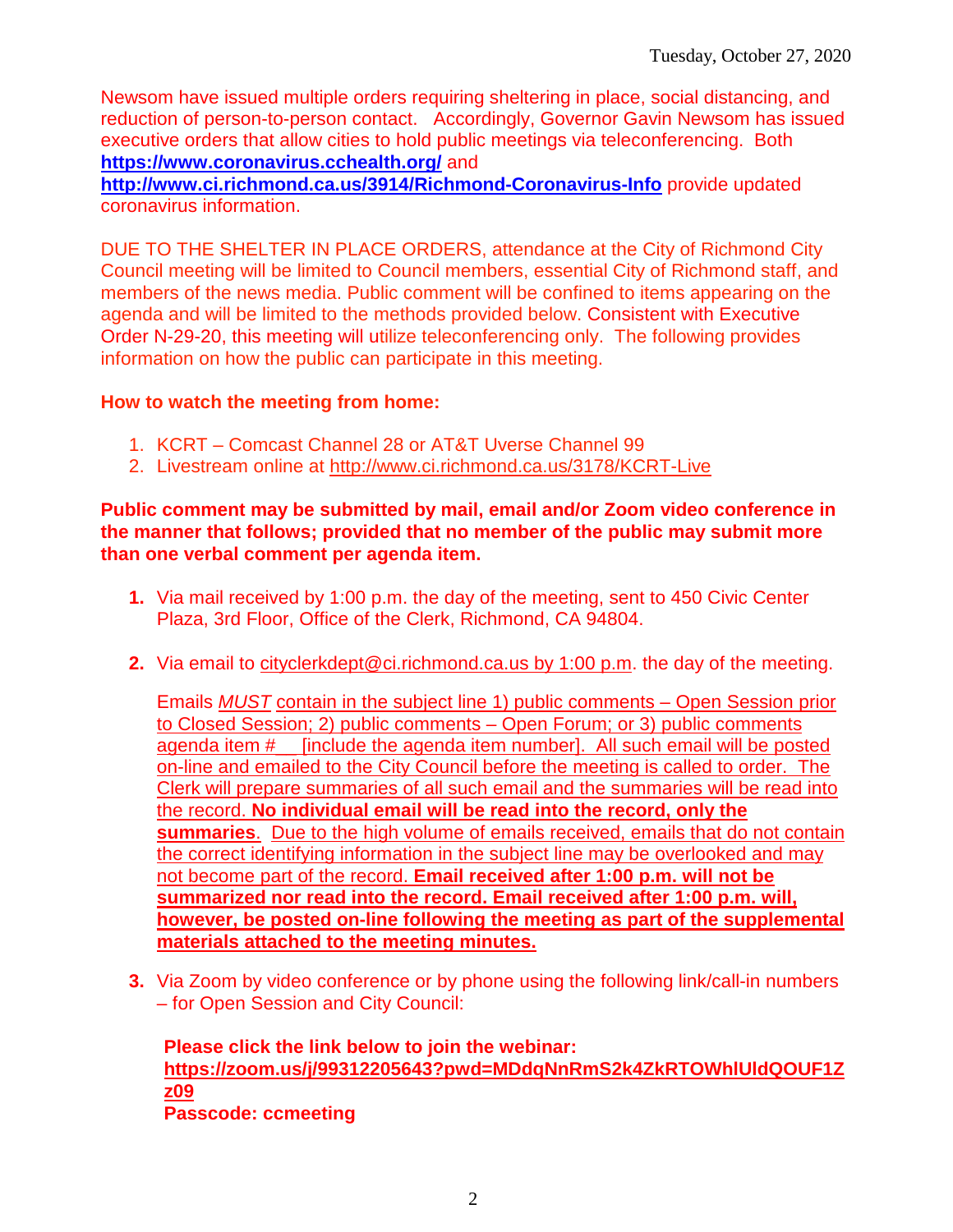Newsom have issued multiple orders requiring sheltering in place, social distancing, and reduction of person-to-person contact. Accordingly, Governor Gavin Newsom has issued executive orders that allow cities to hold public meetings via teleconferencing. Both **https://www.coronavirus.cchealth.org/** and **http://www.ci.richmond.ca.us/3914/Richmond-Coronavirus-Info** provide updated coronavirus information.

DUE TO THE SHELTER IN PLACE ORDERS, attendance at the City of Richmond City Council meeting will be limited to Council members, essential City of Richmond staff, and members of the news media. Public comment will be confined to items appearing on the agenda and will be limited to the methods provided below. Consistent with Executive Order N-29-20, this meeting will utilize teleconferencing only. The following provides information on how the public can participate in this meeting.

**How to watch the meeting from home:**

1. KCRT – Comcast Channel 28 or AT&T Uverse Channel 99
2. Livestream online at http://www.ci.richmond.ca.us/3178/KCRT-Live

**Public comment may be submitted by mail, email and/or Zoom video conference in the manner that follows; provided that no member of the public may submit more than one verbal comment per agenda item.**

1. Via mail received by 1:00 p.m. the day of the meeting, sent to 450 Civic Center Plaza, 3rd Floor, Office of the Clerk, Richmond, CA 94804.

2. Via email to cityclerkdept@ci.richmond.ca.us by 1:00 p.m. the day of the meeting.

   Emails *MUST* contain in the subject line 1) public comments – Open Session prior to Closed Session; 2) public comments – Open Forum; or 3) public comments agenda item #__ [include the agenda item number]. All such email will be posted on-line and emailed to the City Council before the meeting is called to order. The Clerk will prepare summaries of all such email and the summaries will be read into the record. **No individual email will be read into the record, only the summaries**. Due to the high volume of emails received, emails that do not contain the correct identifying information in the subject line may be overlooked and may not become part of the record. **Email received after 1:00 p.m. will not be summarized nor read into the record. Email received after 1:00 p.m. will, however, be posted on-line following the meeting as part of the supplemental materials attached to the meeting minutes.**

3. Via Zoom by video conference or by phone using the following link/call-in numbers – for Open Session and City Council:

   **Please click the link below to join the webinar:**
   **https://zoom.us/j/99312205643?pwd=MDdqNnRmS2k4ZkRTOWhlUldQOUF1Zz09**
   **Passcode: ccmeeting**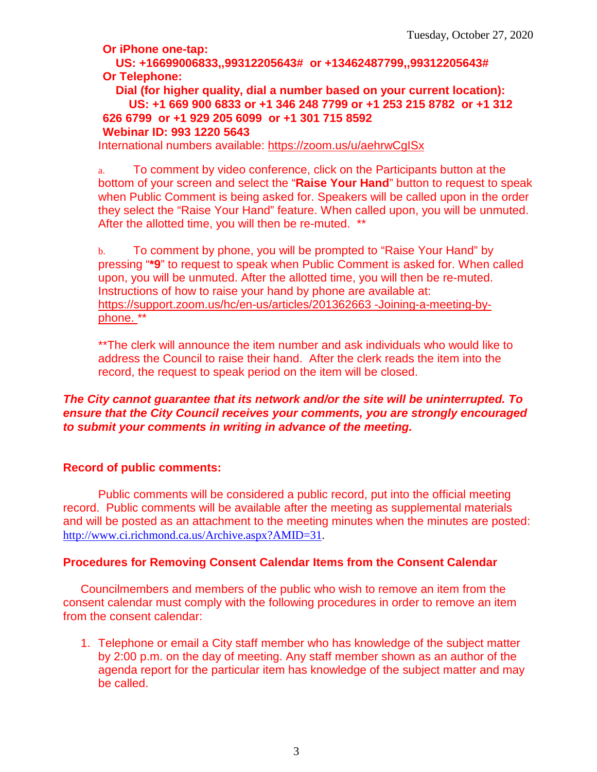**Or iPhone one-tap:**

**US: +16699006833,,99312205643# or +13462487799,,99312205643#**

**Or Telephone:**

**Dial (for higher quality, dial a number based on your current location):**

**US: +1 669 900 6833 or +1 346 248 7799 or +1 253 215 8782 or +1 312 626 6799 or +1 929 205 6099 or +1 301 715 8592**

**Webinar ID: 993 1220 5643**

International numbers available: https://zoom.us/u/aehrwCgISx

a. To comment by video conference, click on the Participants button at the bottom of your screen and select the "**Raise Your Hand**" button to request to speak when Public Comment is being asked for. Speakers will be called upon in the order they select the "Raise Your Hand" feature. When called upon, you will be unmuted. After the allotted time, you will then be re-muted. **

b. To comment by phone, you will be prompted to "Raise Your Hand" by pressing "***9**" to request to speak when Public Comment is asked for. When called upon, you will be unmuted. After the allotted time, you will then be re-muted. Instructions of how to raise your hand by phone are available at: https://support.zoom.us/hc/en-us/articles/201362663 -Joining-a-meeting-by-phone. **

**The clerk will announce the item number and ask individuals who would like to address the Council to raise their hand. After the clerk reads the item into the record, the request to speak period on the item will be closed.

***The City cannot guarantee that its network and/or the site will be uninterrupted. To ensure that the City Council receives your comments, you are strongly encouraged to submit your comments in writing in advance of the meeting.***

**Record of public comments:**

Public comments will be considered a public record, put into the official meeting record. Public comments will be available after the meeting as supplemental materials and will be posted as an attachment to the meeting minutes when the minutes are posted: http://www.ci.richmond.ca.us/Archive.aspx?AMID=31.

**Procedures for Removing Consent Calendar Items from the Consent Calendar**

Councilmembers and members of the public who wish to remove an item from the consent calendar must comply with the following procedures in order to remove an item from the consent calendar:

1. Telephone or email a City staff member who has knowledge of the subject matter by 2:00 p.m. on the day of meeting. Any staff member shown as an author of the agenda report for the particular item has knowledge of the subject matter and may be called.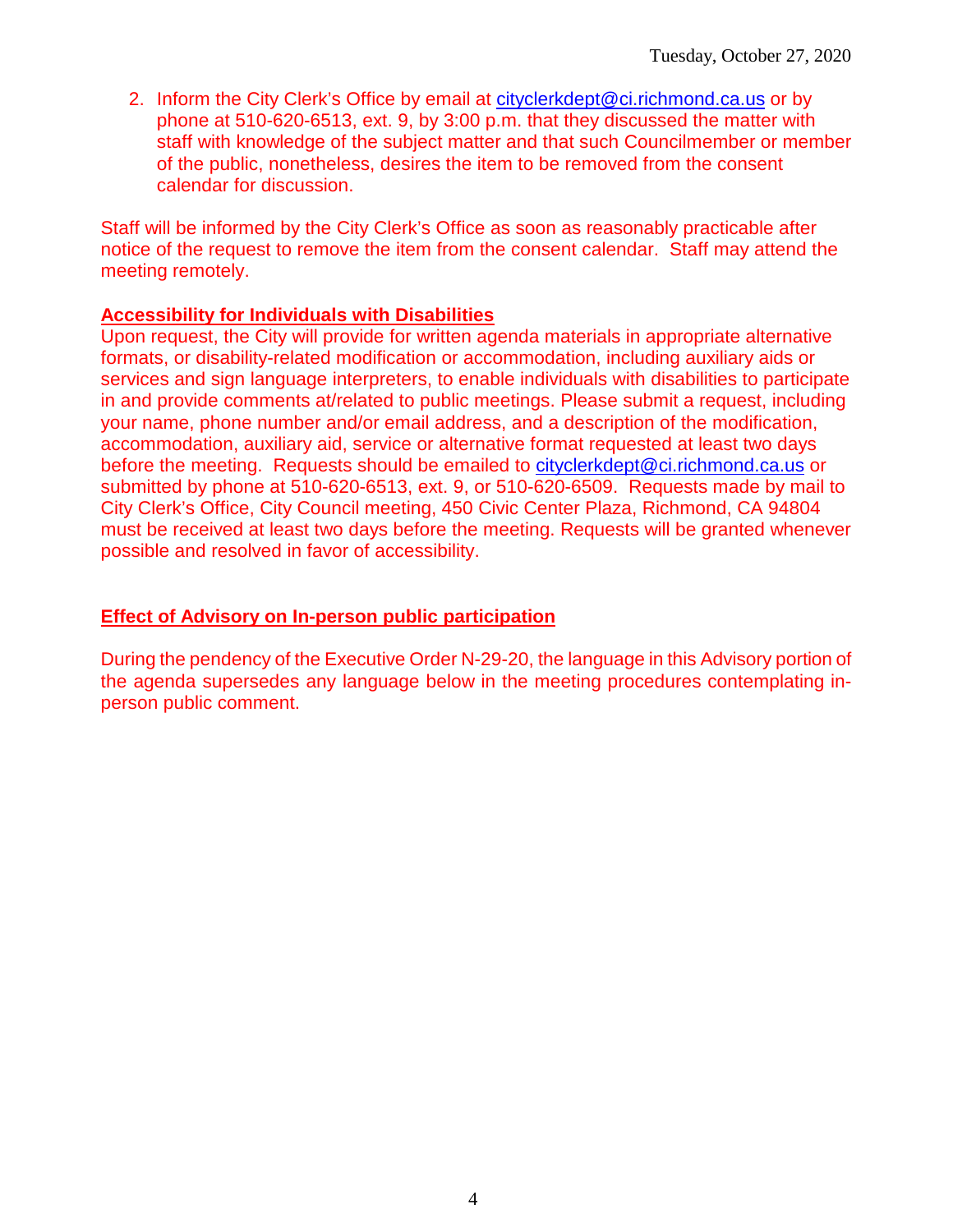2. Inform the City Clerk's Office by email at cityclerkdept@ci.richmond.ca.us or by phone at 510-620-6513, ext. 9, by 3:00 p.m. that they discussed the matter with staff with knowledge of the subject matter and that such Councilmember or member of the public, nonetheless, desires the item to be removed from the consent calendar for discussion.

Staff will be informed by the City Clerk's Office as soon as reasonably practicable after notice of the request to remove the item from the consent calendar. Staff may attend the meeting remotely.

**Accessibility for Individuals with Disabilities**

Upon request, the City will provide for written agenda materials in appropriate alternative formats, or disability-related modification or accommodation, including auxiliary aids or services and sign language interpreters, to enable individuals with disabilities to participate in and provide comments at/related to public meetings. Please submit a request, including your name, phone number and/or email address, and a description of the modification, accommodation, auxiliary aid, service or alternative format requested at least two days before the meeting. Requests should be emailed to cityclerkdept@ci.richmond.ca.us or submitted by phone at 510-620-6513, ext. 9, or 510-620-6509. Requests made by mail to City Clerk's Office, City Council meeting, 450 Civic Center Plaza, Richmond, CA 94804 must be received at least two days before the meeting. Requests will be granted whenever possible and resolved in favor of accessibility.

**Effect of Advisory on In-person public participation**

During the pendency of the Executive Order N-29-20, the language in this Advisory portion of the agenda supersedes any language below in the meeting procedures contemplating in-person public comment.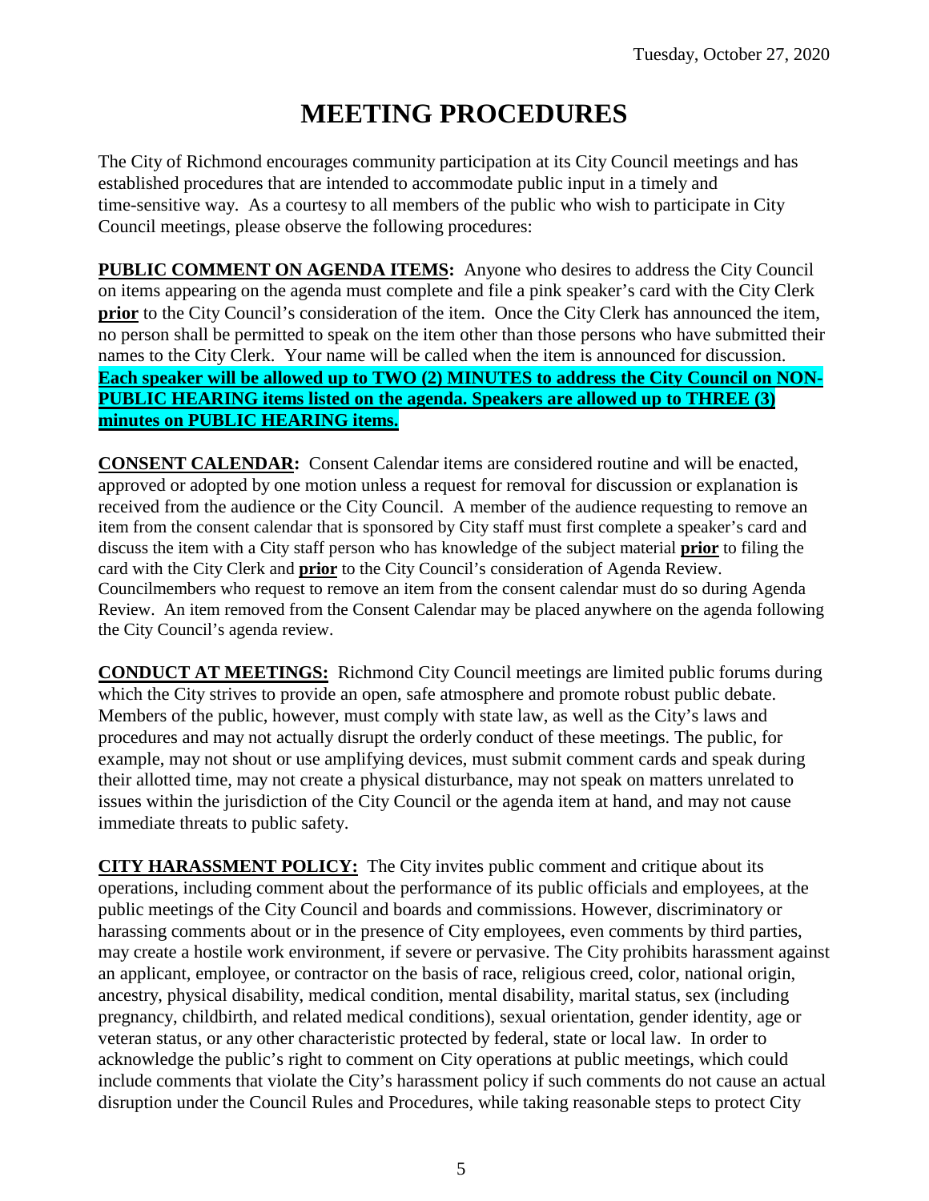Tuesday, October 27, 2020

# MEETING PROCEDURES

The City of Richmond encourages community participation at its City Council meetings and has established procedures that are intended to accommodate public input in a timely and time-sensitive way. As a courtesy to all members of the public who wish to participate in City Council meetings, please observe the following procedures:

**PUBLIC COMMENT ON AGENDA ITEMS:** Anyone who desires to address the City Council on items appearing on the agenda must complete and file a pink speaker's card with the City Clerk **prior** to the City Council's consideration of the item. Once the City Clerk has announced the item, no person shall be permitted to speak on the item other than those persons who have submitted their names to the City Clerk. Your name will be called when the item is announced for discussion. **Each speaker will be allowed up to TWO (2) MINUTES to address the City Council on NON-PUBLIC HEARING items listed on the agenda. Speakers are allowed up to THREE (3) minutes on PUBLIC HEARING items.**

**CONSENT CALENDAR:** Consent Calendar items are considered routine and will be enacted, approved or adopted by one motion unless a request for removal for discussion or explanation is received from the audience or the City Council. A member of the audience requesting to remove an item from the consent calendar that is sponsored by City staff must first complete a speaker's card and discuss the item with a City staff person who has knowledge of the subject material **prior** to filing the card with the City Clerk and **prior** to the City Council's consideration of Agenda Review. Councilmembers who request to remove an item from the consent calendar must do so during Agenda Review. An item removed from the Consent Calendar may be placed anywhere on the agenda following the City Council's agenda review.

**CONDUCT AT MEETINGS:** Richmond City Council meetings are limited public forums during which the City strives to provide an open, safe atmosphere and promote robust public debate. Members of the public, however, must comply with state law, as well as the City's laws and procedures and may not actually disrupt the orderly conduct of these meetings. The public, for example, may not shout or use amplifying devices, must submit comment cards and speak during their allotted time, may not create a physical disturbance, may not speak on matters unrelated to issues within the jurisdiction of the City Council or the agenda item at hand, and may not cause immediate threats to public safety.

**CITY HARASSMENT POLICY:** The City invites public comment and critique about its operations, including comment about the performance of its public officials and employees, at the public meetings of the City Council and boards and commissions. However, discriminatory or harassing comments about or in the presence of City employees, even comments by third parties, may create a hostile work environment, if severe or pervasive. The City prohibits harassment against an applicant, employee, or contractor on the basis of race, religious creed, color, national origin, ancestry, physical disability, medical condition, mental disability, marital status, sex (including pregnancy, childbirth, and related medical conditions), sexual orientation, gender identity, age or veteran status, or any other characteristic protected by federal, state or local law. In order to acknowledge the public's right to comment on City operations at public meetings, which could include comments that violate the City's harassment policy if such comments do not cause an actual disruption under the Council Rules and Procedures, while taking reasonable steps to protect City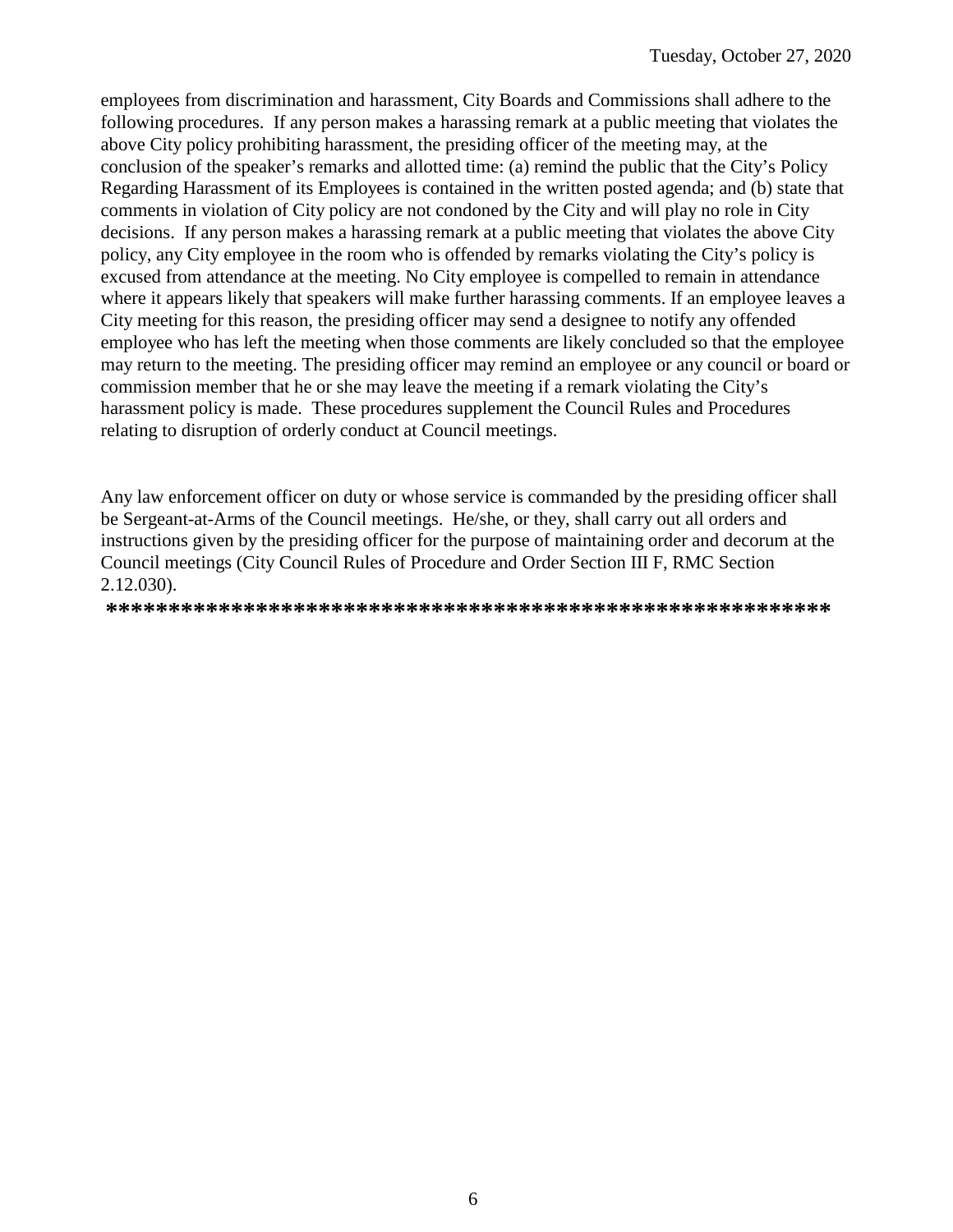employees from discrimination and harassment, City Boards and Commissions shall adhere to the following procedures. If any person makes a harassing remark at a public meeting that violates the above City policy prohibiting harassment, the presiding officer of the meeting may, at the conclusion of the speaker's remarks and allotted time: (a) remind the public that the City's Policy Regarding Harassment of its Employees is contained in the written posted agenda; and (b) state that comments in violation of City policy are not condoned by the City and will play no role in City decisions. If any person makes a harassing remark at a public meeting that violates the above City policy, any City employee in the room who is offended by remarks violating the City's policy is excused from attendance at the meeting. No City employee is compelled to remain in attendance where it appears likely that speakers will make further harassing comments. If an employee leaves a City meeting for this reason, the presiding officer may send a designee to notify any offended employee who has left the meeting when those comments are likely concluded so that the employee may return to the meeting. The presiding officer may remind an employee or any council or board or commission member that he or she may leave the meeting if a remark violating the City's harassment policy is made. These procedures supplement the Council Rules and Procedures relating to disruption of orderly conduct at Council meetings.

Any law enforcement officer on duty or whose service is commanded by the presiding officer shall be Sergeant-at-Arms of the Council meetings. He/she, or they, shall carry out all orders and instructions given by the presiding officer for the purpose of maintaining order and decorum at the Council meetings (City Council Rules of Procedure and Order Section III F, RMC Section 2.12.030).

**********************************************************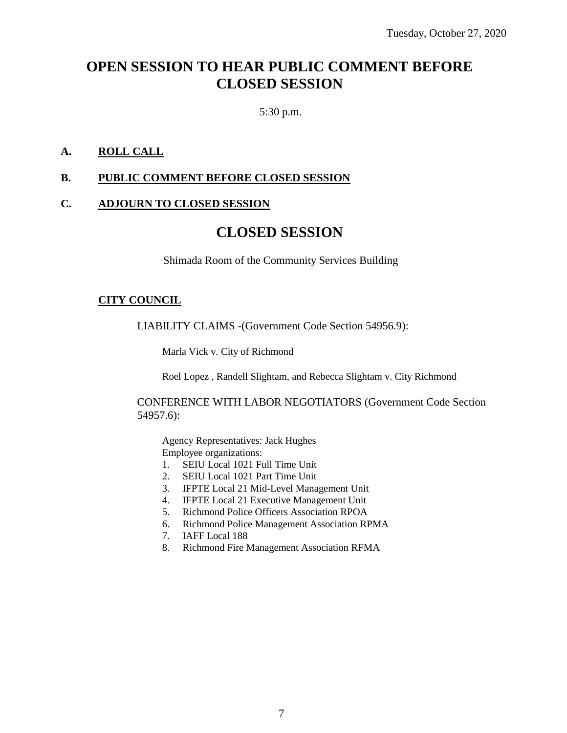Tuesday, October 27, 2020

# OPEN SESSION TO HEAR PUBLIC COMMENT BEFORE CLOSED SESSION

5:30 p.m.

**A. ROLL CALL**

**B. PUBLIC COMMENT BEFORE CLOSED SESSION**

**C. ADJOURN TO CLOSED SESSION**

# CLOSED SESSION

Shimada Room of the Community Services Building

**CITY COUNCIL**

LIABILITY CLAIMS -(Government Code Section 54956.9):

Marla Vick v. City of Richmond

Roel Lopez , Randell Slightam, and Rebecca Slightam v. City Richmond

CONFERENCE WITH LABOR NEGOTIATORS (Government Code Section 54957.6):

Agency Representatives: Jack Hughes
Employee organizations:

1. SEIU Local 1021 Full Time Unit
2. SEIU Local 1021 Part Time Unit
3. IFPTE Local 21 Mid-Level Management Unit
4. IFPTE Local 21 Executive Management Unit
5. Richmond Police Officers Association RPOA
6. Richmond Police Management Association RPMA
7. IAFF Local 188
8. Richmond Fire Management Association RFMA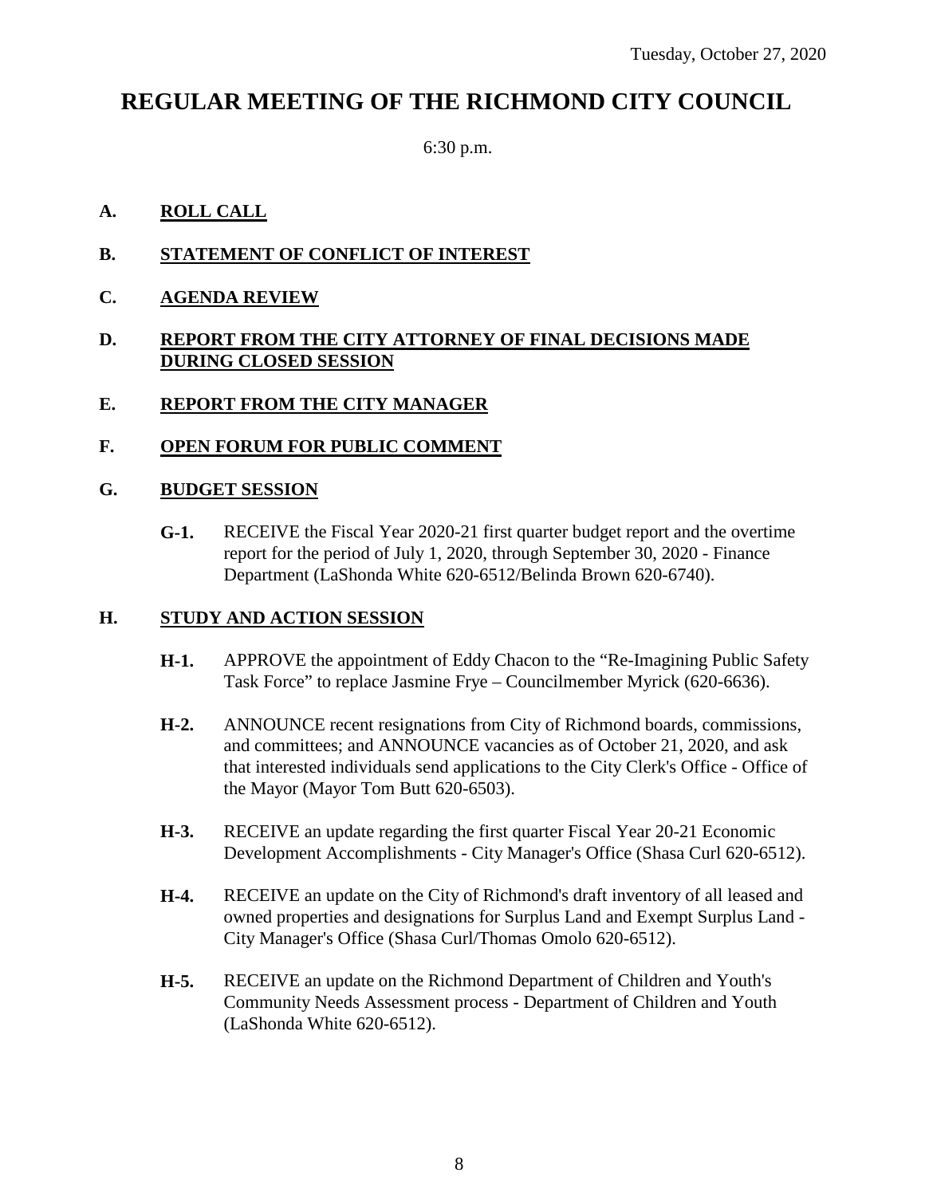Tuesday, October 27, 2020

# REGULAR MEETING OF THE RICHMOND CITY COUNCIL

6:30 p.m.

**A. ROLL CALL**

**B. STATEMENT OF CONFLICT OF INTEREST**

**C. AGENDA REVIEW**

**D. REPORT FROM THE CITY ATTORNEY OF FINAL DECISIONS MADE DURING CLOSED SESSION**

**E. REPORT FROM THE CITY MANAGER**

**F. OPEN FORUM FOR PUBLIC COMMENT**

**G. BUDGET SESSION**

**G-1.** RECEIVE the Fiscal Year 2020-21 first quarter budget report and the overtime report for the period of July 1, 2020, through September 30, 2020 - Finance Department (LaShonda White 620-6512/Belinda Brown 620-6740).

**H. STUDY AND ACTION SESSION**

**H-1.** APPROVE the appointment of Eddy Chacon to the "Re-Imagining Public Safety Task Force" to replace Jasmine Frye – Councilmember Myrick (620-6636).

**H-2.** ANNOUNCE recent resignations from City of Richmond boards, commissions, and committees; and ANNOUNCE vacancies as of October 21, 2020, and ask that interested individuals send applications to the City Clerk's Office - Office of the Mayor (Mayor Tom Butt 620-6503).

**H-3.** RECEIVE an update regarding the first quarter Fiscal Year 20-21 Economic Development Accomplishments - City Manager's Office (Shasa Curl 620-6512).

**H-4.** RECEIVE an update on the City of Richmond's draft inventory of all leased and owned properties and designations for Surplus Land and Exempt Surplus Land - City Manager's Office (Shasa Curl/Thomas Omolo 620-6512).

**H-5.** RECEIVE an update on the Richmond Department of Children and Youth's Community Needs Assessment process - Department of Children and Youth (LaShonda White 620-6512).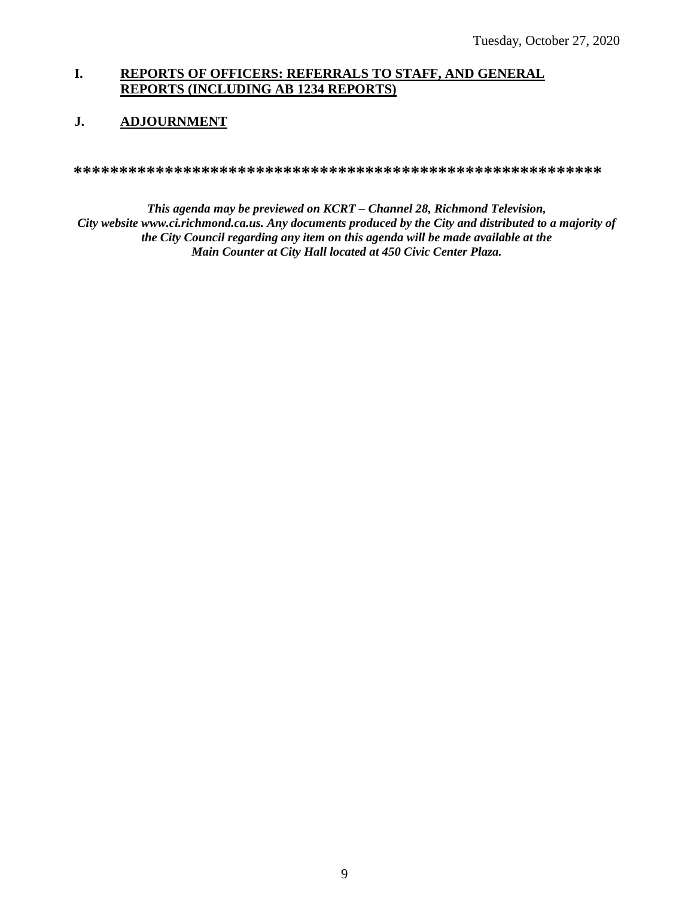## I. **REPORTS OF OFFICERS: REFERRALS TO STAFF, AND GENERAL REPORTS (INCLUDING AB 1234 REPORTS)**

## J. **ADJOURNMENT**

**\*\*\*\*\*\*\*\*\*\*\*\*\*\*\*\*\*\*\*\*\*\*\*\*\*\*\*\*\*\*\*\*\*\*\*\*\*\*\*\*\*\*\*\*\*\*\*\*\*\*\*\*\*\*\*\*\*\***

***This agenda may be previewed on KCRT – Channel 28, Richmond Television, City website www.ci.richmond.ca.us. Any documents produced by the City and distributed to a majority of the City Council regarding any item on this agenda will be made available at the Main Counter at City Hall located at 450 Civic Center Plaza.***